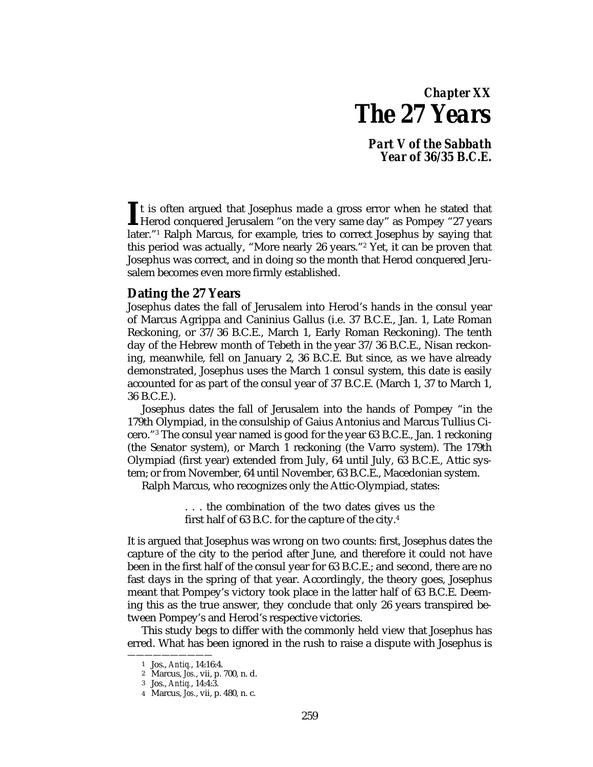# *Chapter XX*
# *The 27 Years*

### *Part V of the Sabbath Year of 36/35 B.C.E.*

It is often argued that Josephus made a gross error when he stated that Herod conquered Jerusalem "on the very same day" as Pompey "27 years later."[1] Ralph Marcus, for example, tries to correct Josephus by saying that this period was actually, "More nearly 26 years."[2] Yet, it can be proven that Josephus was correct, and in doing so the month that Herod conquered Jerusalem becomes even more firmly established.

## Dating the 27 Years

Josephus dates the fall of Jerusalem into Herod's hands in the consul year of Marcus Agrippa and Caninius Gallus (i.e. 37 B.C.E., Jan. 1, Late Roman Reckoning, or 37/36 B.C.E., March 1, Early Roman Reckoning). The tenth day of the Hebrew month of Tebeth in the year 37/36 B.C.E., Nisan reckoning, meanwhile, fell on January 2, 36 B.C.E. But since, as we have already demonstrated, Josephus uses the March 1 consul system, this date is easily accounted for as part of the consul year of 37 B.C.E. (March 1, 37 to March 1, 36 B.C.E.).

Josephus dates the fall of Jerusalem into the hands of Pompey "in the 179th Olympiad, in the consulship of Gaius Antonius and Marcus Tullius Cicero."[3] The consul year named is good for the year 63 B.C.E., Jan. 1 reckoning (the Senator system), or March 1 reckoning (the Varro system). The 179th Olympiad (first year) extended from July, 64 until July, 63 B.C.E., Attic system; or from November, 64 until November, 63 B.C.E., Macedonian system.

Ralph Marcus, who recognizes only the Attic-Olympiad, states:

> . . . the combination of the two dates gives us the first half of 63 B.C. for the capture of the city.[4]

It is argued that Josephus was wrong on two counts: first, Josephus dates the capture of the city to the period after June, and therefore it could not have been in the first half of the consul year for 63 B.C.E.; and second, there are no fast days in the spring of that year. Accordingly, the theory goes, Josephus meant that Pompey's victory took place in the latter half of 63 B.C.E. Deeming this as the true answer, they conclude that only 26 years transpired between Pompey's and Herod's respective victories.

This study begs to differ with the commonly held view that Josephus has erred. What has been ignored in the rush to raise a dispute with Josephus is

---

1 Jos., *Antiq.*, 14:16:4.

2 Marcus, *Jos.*, vii, p. 700, n. d.

3 Jos., *Antiq.*, 14:4:3.

4 Marcus, *Jos.*, vii, p. 480, n. c.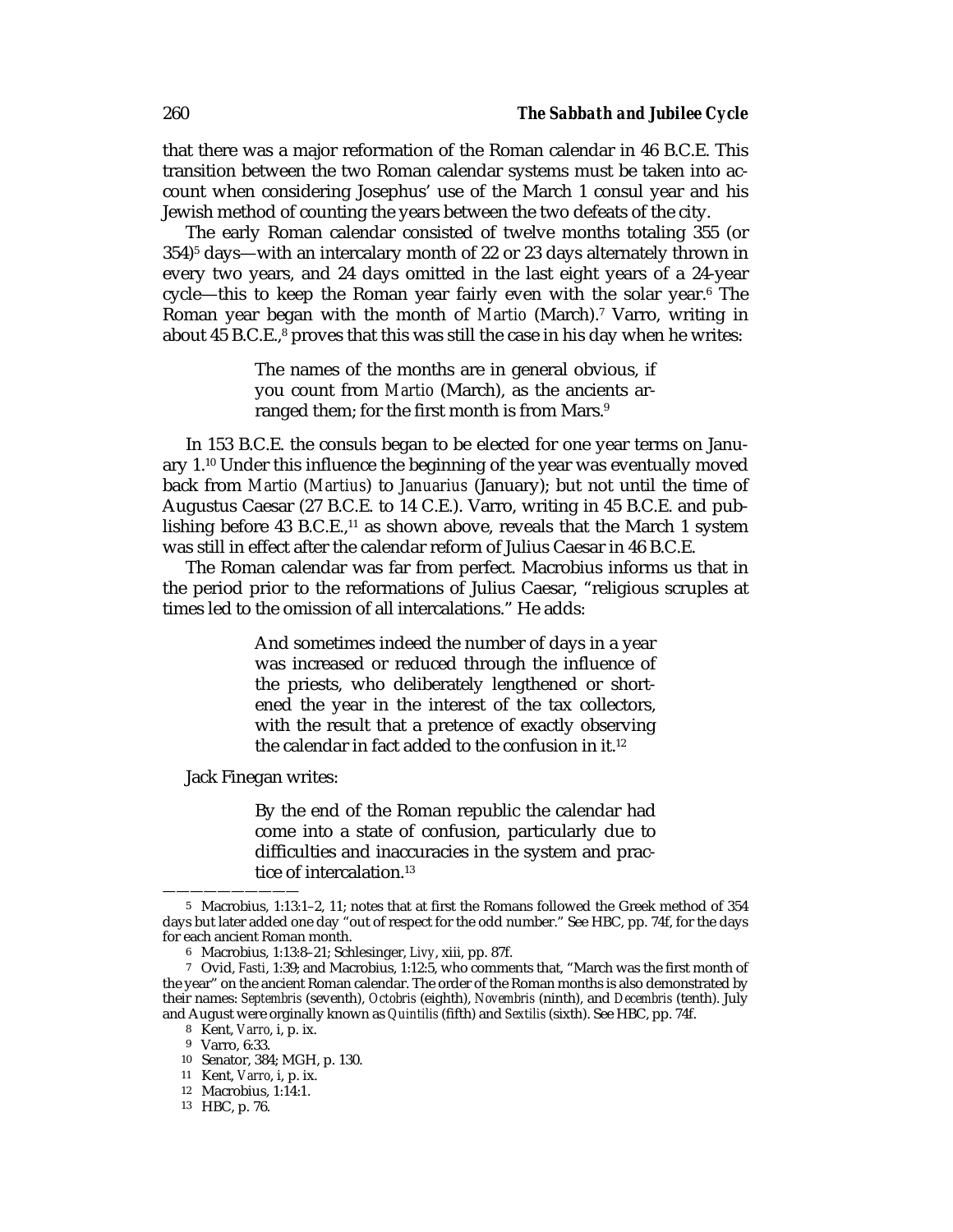that there was a major reformation of the Roman calendar in 46 B.C.E. This transition between the two Roman calendar systems must be taken into account when considering Josephus' use of the March 1 consul year and his Jewish method of counting the years between the two defeats of the city.

The early Roman calendar consisted of twelve months totaling 355 (or 354)[5] days—with an intercalary month of 22 or 23 days alternately thrown in every two years, and 24 days omitted in the last eight years of a 24-year cycle—this to keep the Roman year fairly even with the solar year.[6] The Roman year began with the month of *Martio* (March).[7] Varro, writing in about 45 B.C.E.,[8] proves that this was still the case in his day when he writes:

> The names of the months are in general obvious, if you count from *Martio* (March), as the ancients arranged them; for the first month is from Mars.[9]

In 153 B.C.E. the consuls began to be elected for one year terms on January 1.[10] Under this influence the beginning of the year was eventually moved back from *Martio* (*Martius*) to *Januarius* (January); but not until the time of Augustus Caesar (27 B.C.E. to 14 C.E.). Varro, writing in 45 B.C.E. and publishing before 43 B.C.E.,[11] as shown above, reveals that the March 1 system was still in effect after the calendar reform of Julius Caesar in 46 B.C.E.

The Roman calendar was far from perfect. Macrobius informs us that in the period prior to the reformations of Julius Caesar, "religious scruples at times led to the omission of all intercalations." He adds:

> And sometimes indeed the number of days in a year was increased or reduced through the influence of the priests, who deliberately lengthened or shortened the year in the interest of the tax collectors, with the result that a pretence of exactly observing the calendar in fact added to the confusion in it.[12]

Jack Finegan writes:

> By the end of the Roman republic the calendar had come into a state of confusion, particularly due to difficulties and inaccuracies in the system and practice of intercalation.[13]

---

5 Macrobius, 1:13:1–2, 11; notes that at first the Romans followed the Greek method of 354 days but later added one day "out of respect for the odd number." See HBC, pp. 74f, for the days for each ancient Roman month.

6 Macrobius, 1:13:8–21; Schlesinger, *Livy*, xiii, pp. 87f.

7 Ovid, *Fasti*, 1:39; and Macrobius, 1:12:5, who comments that, "March was the first month of the year" on the ancient Roman calendar. The order of the Roman months is also demonstrated by their names: *Septembris* (seventh), *Octobris* (eighth), *Novembris* (ninth), and *Decembris* (tenth). July and August were orginally known as *Quintilis* (fifth) and *Sextilis* (sixth). See HBC, pp. 74f.

8 Kent, *Varro*, i, p. ix.

9 Varro, 6:33.

10 Senator, 384; MGH, p. 130.

11 Kent, *Varro*, i, p. ix.

12 Macrobius, 1:14:1.

13 HBC, p. 76.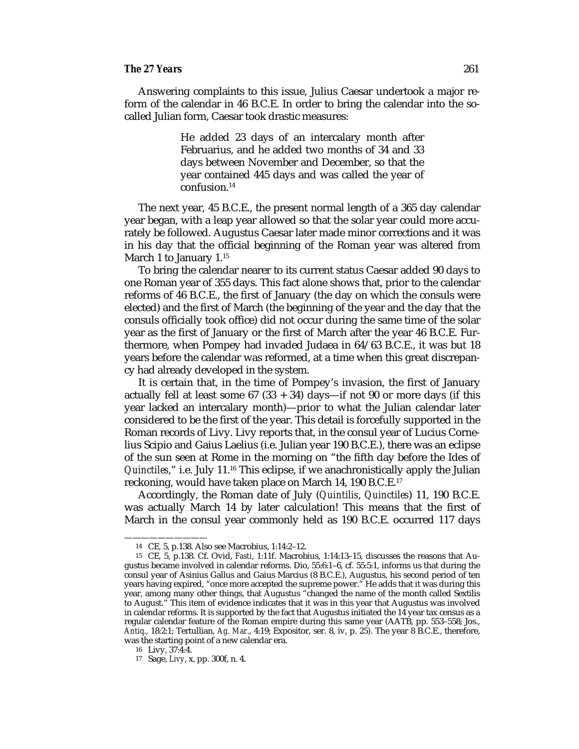Answering complaints to this issue, Julius Caesar undertook a major reform of the calendar in 46 B.C.E. In order to bring the calendar into the so-called Julian form, Caesar took drastic measures:

> He added 23 days of an intercalary month after Februarius, and he added two months of 34 and 33 days between November and December, so that the year contained 445 days and was called the year of confusion.[14]

The next year, 45 B.C.E., the present normal length of a 365 day calendar year began, with a leap year allowed so that the solar year could more accurately be followed. Augustus Caesar later made minor corrections and it was in his day that the official beginning of the Roman year was altered from March 1 to January 1.[15]

To bring the calendar nearer to its current status Caesar added 90 days to one Roman year of 355 days. This fact alone shows that, prior to the calendar reforms of 46 B.C.E., the first of January (the day on which the consuls were elected) and the first of March (the beginning of the year and the day that the consuls officially took office) did not occur during the same time of the solar year as the first of January or the first of March after the year 46 B.C.E. Furthermore, when Pompey had invaded Judaea in 64/63 B.C.E., it was but 18 years before the calendar was reformed, at a time when this great discrepancy had already developed in the system.

It is certain that, in the time of Pompey's invasion, the first of January actually fell at least some 67 (33 + 34) days—if not 90 or more days (if this year lacked an intercalary month)—prior to what the Julian calendar later considered to be the first of the year. This detail is forcefully supported in the Roman records of Livy. Livy reports that, in the consul year of Lucius Cornelius Scipio and Gaius Laelius (i.e. Julian year 190 B.C.E.), there was an eclipse of the sun seen at Rome in the morning on "the fifth day before the Ides of *Quinctiles*," i.e. July 11.[16] This eclipse, if we anachronistically apply the Julian reckoning, would have taken place on March 14, 190 B.C.E.[17]

Accordingly, the Roman date of July (*Quintilis*, *Quinctiles*) 11, 190 B.C.E. was actually March 14 by later calculation! This means that the first of March in the consul year commonly held as 190 B.C.E. occurred 117 days

---

14 CE, 5, p.138. Also see Macrobius, 1:14:2–12.

15 CE, 5, p.138. Cf. Ovid, *Fasti*, 1:11f. Macrobius, 1:14:13–15, discusses the reasons that Augustus became involved in calendar reforms. Dio, 55:6:1–6, cf. 55:5:1, informs us that during the consul year of Asinius Gallus and Gaius Marcius (8 B.C.E.), Augustus, his second period of ten years having expired, "once more accepted the supreme power." He adds that it was during this year, among many other things, that Augustus "changed the name of the month called Sextilis to August." This item of evidence indicates that it was in this year that Augustus was involved in calendar reforms. It is supported by the fact that Augustus initiated the 14 year tax census as a regular calendar feature of the Roman empire during this same year (AATB, pp. 553–558; Jos., *Antiq.*, 18:2:1; Tertullian, *Ag. Mar.*, 4:19; Expositor, ser. 8, iv, p. 25). The year 8 B.C.E., therefore, was the starting point of a new calendar era.

16 Livy, 37:4:4.

17 Sage, *Livy*, x, pp. 300f, n. 4.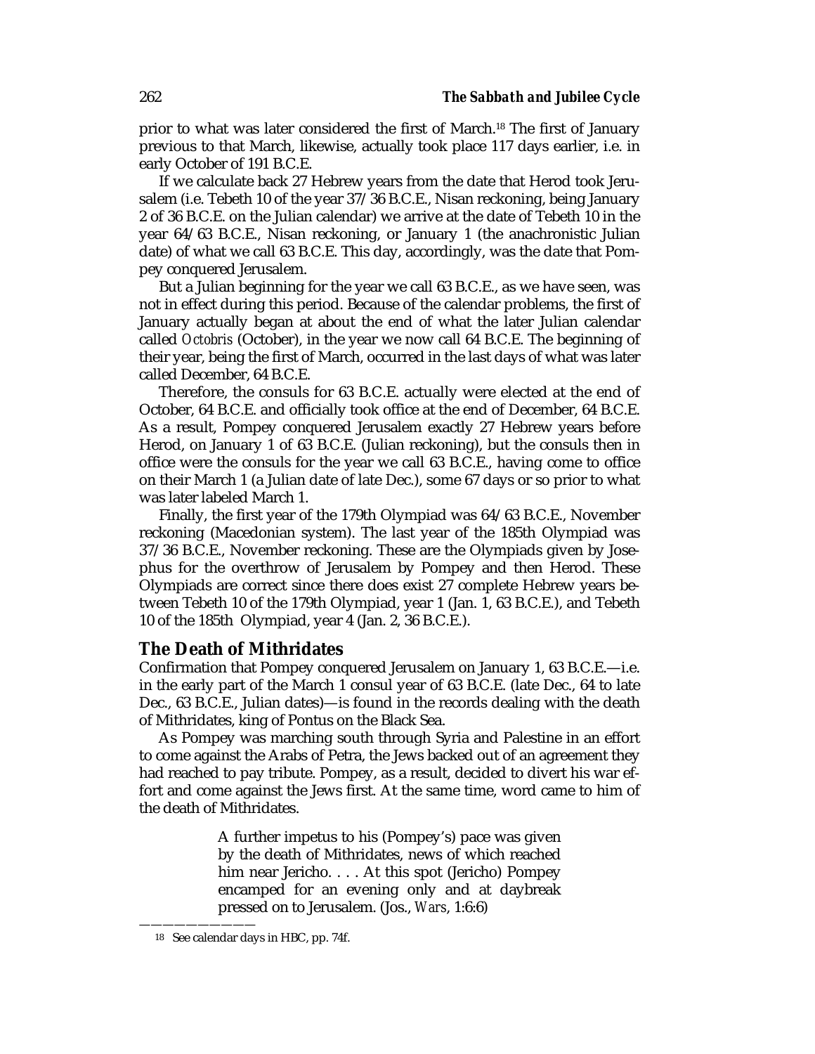prior to what was later considered the first of March.[18] The first of January previous to that March, likewise, actually took place 117 days earlier, i.e. in early October of 191 B.C.E.

If we calculate back 27 Hebrew years from the date that Herod took Jerusalem (i.e. Tebeth 10 of the year 37/36 B.C.E., Nisan reckoning, being January 2 of 36 B.C.E. on the Julian calendar) we arrive at the date of Tebeth 10 in the year 64/63 B.C.E., Nisan reckoning, or January 1 (the anachronistic Julian date) of what we call 63 B.C.E. This day, accordingly, was the date that Pompey conquered Jerusalem.

But a Julian beginning for the year we call 63 B.C.E., as we have seen, was not in effect during this period. Because of the calendar problems, the first of January actually began at about the end of what the later Julian calendar called *Octobris* (October), in the year we now call 64 B.C.E. The beginning of their year, being the first of March, occurred in the last days of what was later called December, 64 B.C.E.

Therefore, the consuls for 63 B.C.E. actually were elected at the end of October, 64 B.C.E. and officially took office at the end of December, 64 B.C.E. As a result, Pompey conquered Jerusalem exactly 27 Hebrew years before Herod, on January 1 of 63 B.C.E. (Julian reckoning), but the consuls then in office were the consuls for the year we call 63 B.C.E., having come to office on their March 1 (a Julian date of late Dec.), some 67 days or so prior to what was later labeled March 1.

Finally, the first year of the 179th Olympiad was 64/63 B.C.E., November reckoning (Macedonian system). The last year of the 185th Olympiad was 37/36 B.C.E., November reckoning. These are the Olympiads given by Josephus for the overthrow of Jerusalem by Pompey and then Herod. These Olympiads are correct since there does exist 27 complete Hebrew years between Tebeth 10 of the 179th Olympiad, year 1 (Jan. 1, 63 B.C.E.), and Tebeth 10 of the 185th Olympiad, year 4 (Jan. 2, 36 B.C.E.).

## The Death of Mithridates

Confirmation that Pompey conquered Jerusalem on January 1, 63 B.C.E.—i.e. in the early part of the March 1 consul year of 63 B.C.E. (late Dec., 64 to late Dec., 63 B.C.E., Julian dates)—is found in the records dealing with the death of Mithridates, king of Pontus on the Black Sea.

As Pompey was marching south through Syria and Palestine in an effort to come against the Arabs of Petra, the Jews backed out of an agreement they had reached to pay tribute. Pompey, as a result, decided to divert his war effort and come against the Jews first. At the same time, word came to him of the death of Mithridates.

> A further impetus to his (Pompey's) pace was given by the death of Mithridates, news of which reached him near Jericho. . . . At this spot (Jericho) Pompey encamped for an evening only and at daybreak pressed on to Jerusalem. (Jos., *Wars*, 1:6:6)

---

[18] See calendar days in HBC, pp. 74f.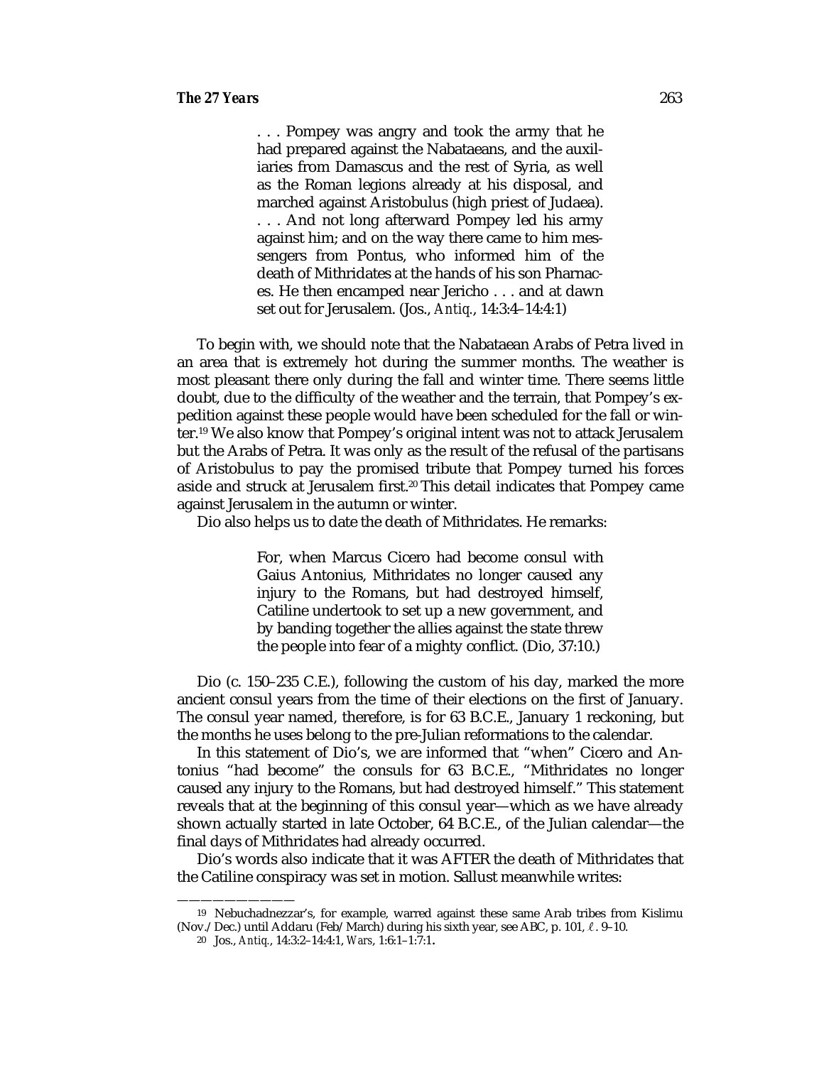> . . . Pompey was angry and took the army that he had prepared against the Nabataeans, and the auxiliaries from Damascus and the rest of Syria, as well as the Roman legions already at his disposal, and marched against Aristobulus (high priest of Judaea). . . . And not long afterward Pompey led his army against him; and on the way there came to him messengers from Pontus, who informed him of the death of Mithridates at the hands of his son Pharnaces. He then encamped near Jericho . . . and at dawn set out for Jerusalem. (Jos., *Antiq.*, 14:3:4–14:4:1)

To begin with, we should note that the Nabataean Arabs of Petra lived in an area that is extremely hot during the summer months. The weather is most pleasant there only during the fall and winter time. There seems little doubt, due to the difficulty of the weather and the terrain, that Pompey's expedition against these people would have been scheduled for the fall or winter.[19] We also know that Pompey's original intent was not to attack Jerusalem but the Arabs of Petra. It was only as the result of the refusal of the partisans of Aristobulus to pay the promised tribute that Pompey turned his forces aside and struck at Jerusalem first.[20] This detail indicates that Pompey came against Jerusalem in the autumn or winter.

Dio also helps us to date the death of Mithridates. He remarks:

> For, when Marcus Cicero had become consul with Gaius Antonius, Mithridates no longer caused any injury to the Romans, but had destroyed himself, Catiline undertook to set up a new government, and by banding together the allies against the state threw the people into fear of a mighty conflict. (Dio, 37:10.)

Dio (c. 150–235 C.E.), following the custom of his day, marked the more ancient consul years from the time of their elections on the first of January. The consul year named, therefore, is for 63 B.C.E., January 1 reckoning, but the months he uses belong to the pre-Julian reformations to the calendar.

In this statement of Dio's, we are informed that "when" Cicero and Antonius "had become" the consuls for 63 B.C.E., "Mithridates no longer caused any injury to the Romans, but had destroyed himself." This statement reveals that at the beginning of this consul year—which as we have already shown actually started in late October, 64 B.C.E., of the Julian calendar—the final days of Mithridates had already occurred.

Dio's words also indicate that it was AFTER the death of Mithridates that the Catiline conspiracy was set in motion. Sallust meanwhile writes:

---

19 Nebuchadnezzar's, for example, warred against these same Arab tribes from Kislimu (Nov./Dec.) until Addaru (Feb/March) during his sixth year, see ABC, p. 101, ℓ. 9–10.

20 Jos., *Antiq.*, 14:3:2–14:4:1, *Wars*, 1:6:1–1:7:1.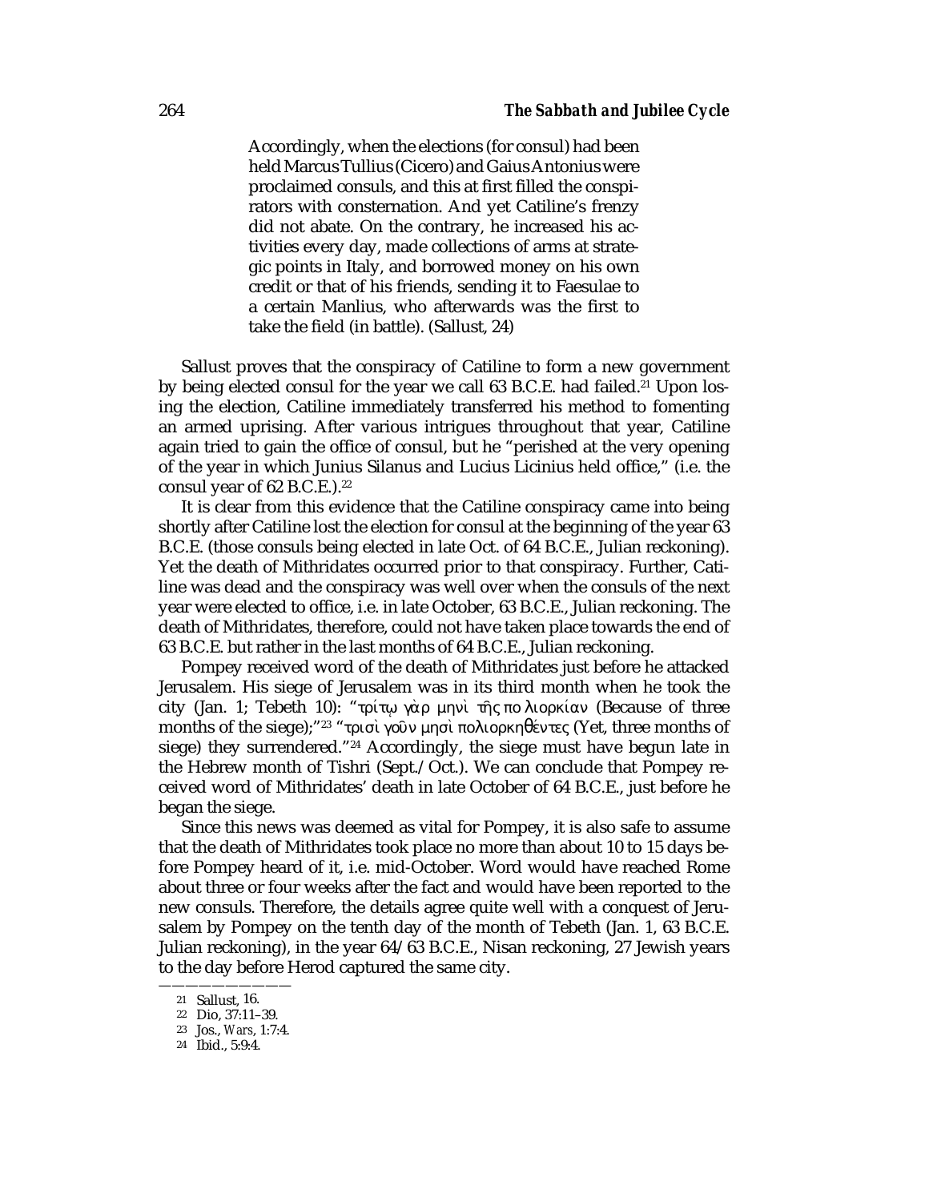> Accordingly, when the elections (for consul) had been held Marcus Tullius (Cicero) and Gaius Antonius were proclaimed consuls, and this at first filled the conspirators with consternation. And yet Catiline's frenzy did not abate. On the contrary, he increased his activities every day, made collections of arms at strategic points in Italy, and borrowed money on his own credit or that of his friends, sending it to Faesulae to a certain Manlius, who afterwards was the first to take the field (in battle). (Sallust, 24)

Sallust proves that the conspiracy of Catiline to form a new government by being elected consul for the year we call 63 B.C.E. had failed.[21] Upon losing the election, Catiline immediately transferred his method to fomenting an armed uprising. After various intrigues throughout that year, Catiline again tried to gain the office of consul, but he "perished at the very opening of the year in which Junius Silanus and Lucius Licinius held office," (i.e. the consul year of 62 B.C.E.).[22]

It is clear from this evidence that the Catiline conspiracy came into being shortly after Catiline lost the election for consul at the beginning of the year 63 B.C.E. (those consuls being elected in late Oct. of 64 B.C.E., Julian reckoning). Yet the death of Mithridates occurred prior to that conspiracy. Further, Catiline was dead and the conspiracy was well over when the consuls of the next year were elected to office, i.e. in late October, 63 B.C.E., Julian reckoning. The death of Mithridates, therefore, could not have taken place towards the end of 63 B.C.E. but rather in the last months of 64 B.C.E., Julian reckoning.

Pompey received word of the death of Mithridates just before he attacked Jerusalem. His siege of Jerusalem was in its third month when he took the city (Jan. 1; Tebeth 10): "τρίτῳ γὰρ μηνὶ τῆς πολιορκίαν (Because of three months of the siege);"[23] "τρισὶ γοῦν μησὶ πολιορκηθέντες (Yet, three months of siege) they surrendered."[24] Accordingly, the siege must have begun late in the Hebrew month of Tishri (Sept./Oct.). We can conclude that Pompey received word of Mithridates' death in late October of 64 B.C.E., just before he began the siege.

Since this news was deemed as vital for Pompey, it is also safe to assume that the death of Mithridates took place no more than about 10 to 15 days before Pompey heard of it, i.e. mid-October. Word would have reached Rome about three or four weeks after the fact and would have been reported to the new consuls. Therefore, the details agree quite well with a conquest of Jerusalem by Pompey on the tenth day of the month of Tebeth (Jan. 1, 63 B.C.E. Julian reckoning), in the year 64/63 B.C.E., Nisan reckoning, 27 Jewish years to the day before Herod captured the same city.

---

21 Sallust, 16.

22 Dio, 37:11–39.

23 Jos., *Wars*, 1:7:4.

24 Ibid., 5:9:4.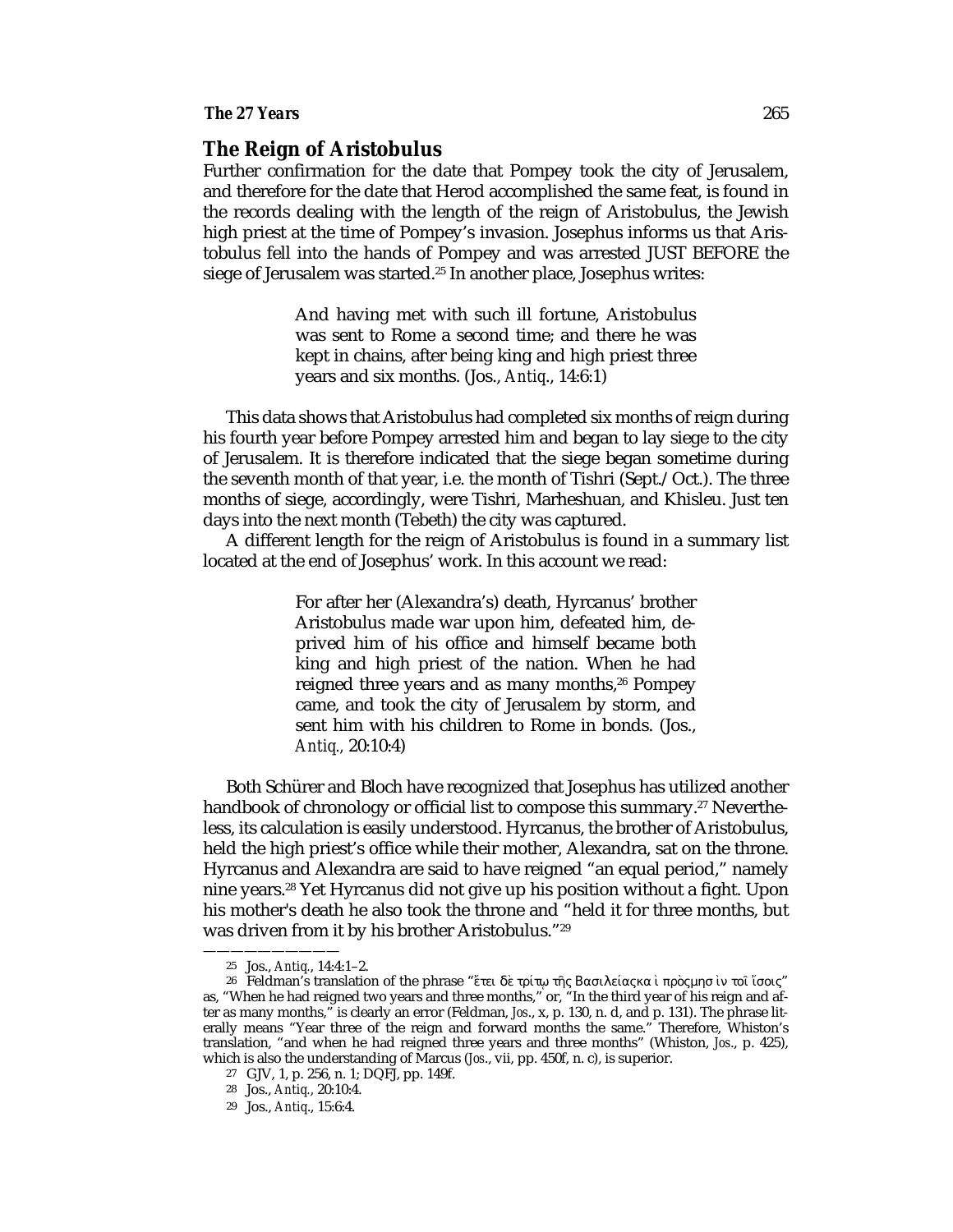## The Reign of Aristobulus

Further confirmation for the date that Pompey took the city of Jerusalem, and therefore for the date that Herod accomplished the same feat, is found in the records dealing with the length of the reign of Aristobulus, the Jewish high priest at the time of Pompey's invasion. Josephus informs us that Aristobulus fell into the hands of Pompey and was arrested JUST BEFORE the siege of Jerusalem was started.[25] In another place, Josephus writes:

> And having met with such ill fortune, Aristobulus was sent to Rome a second time; and there he was kept in chains, after being king and high priest three years and six months. (Jos., *Antiq.*, 14:6:1)

This data shows that Aristobulus had completed six months of reign during his fourth year before Pompey arrested him and began to lay siege to the city of Jerusalem. It is therefore indicated that the siege began sometime during the seventh month of that year, i.e. the month of Tishri (Sept./Oct.). The three months of siege, accordingly, were Tishri, Marheshuan, and Khisleu. Just ten days into the next month (Tebeth) the city was captured.

A different length for the reign of Aristobulus is found in a summary list located at the end of Josephus' work. In this account we read:

> For after her (Alexandra's) death, Hyrcanus' brother Aristobulus made war upon him, defeated him, deprived him of his office and himself became both king and high priest of the nation. When he had reigned three years and as many months,[26] Pompey came, and took the city of Jerusalem by storm, and sent him with his children to Rome in bonds. (Jos., *Antiq.*, 20:10:4)

Both Schürer and Bloch have recognized that Josephus has utilized another handbook of chronology or official list to compose this summary.[27] Nevertheless, its calculation is easily understood. Hyrcanus, the brother of Aristobulus, held the high priest's office while their mother, Alexandra, sat on the throne. Hyrcanus and Alexandra are said to have reigned "an equal period," namely nine years.[28] Yet Hyrcanus did not give up his position without a fight. Upon his mother's death he also took the throne and "held it for three months, but was driven from it by his brother Aristobulus."[29]

---

25 Jos., *Antiq.*, 14:4:1–2.

26 Feldman's translation of the phrase "ἔτει δὲ τρίτῳ τῆς βασιλείας καὶ πρὸς μησὶν τοῖ ἴσοις" as, "When he had reigned two years and three months," or, "In the third year of his reign and after as many months," is clearly an error (Feldman, *Jos.*, x, p. 130, n. d, and p. 131). The phrase literally means "Year three of the reign and forward months the same." Therefore, Whiston's translation, "and when he had reigned three years and three months" (Whiston, *Jos.*, p. 425), which is also the understanding of Marcus (*Jos.*, vii, pp. 450f, n. c), is superior.

27 GJV, 1, p. 256, n. 1; DQFJ, pp. 149f.

28 Jos., *Antiq.*, 20:10:4.

29 Jos., *Antiq.*, 15:6:4.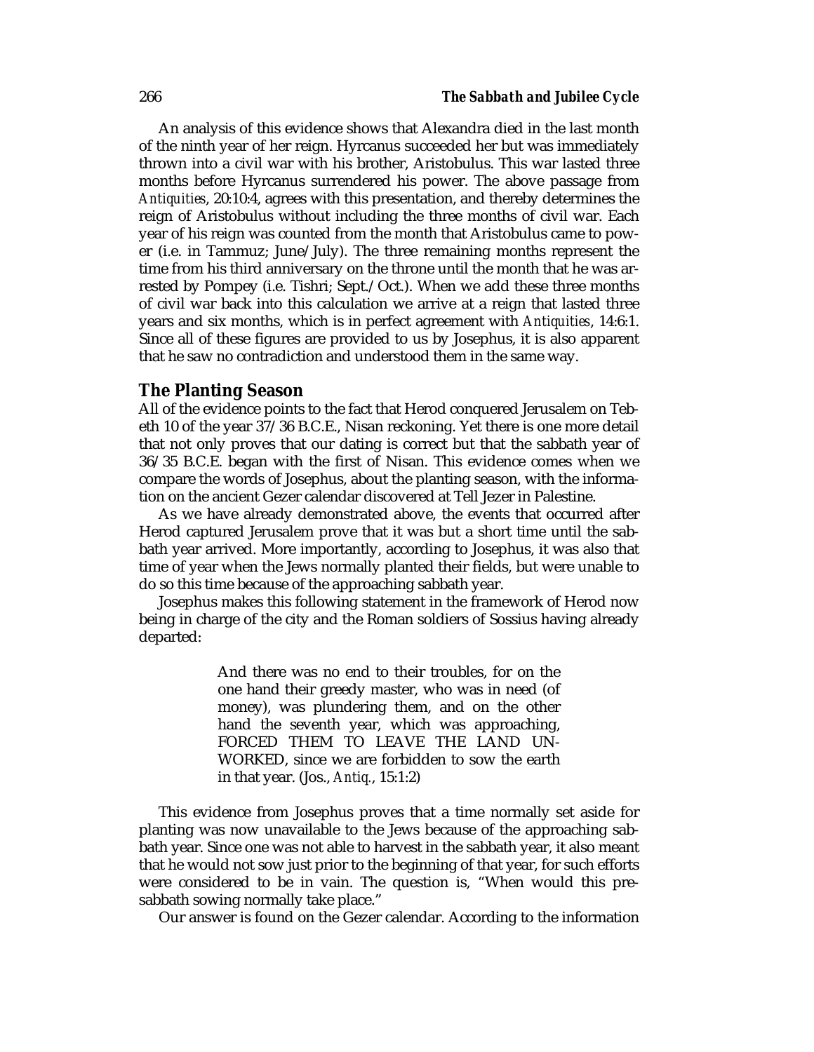An analysis of this evidence shows that Alexandra died in the last month of the ninth year of her reign. Hyrcanus succeeded her but was immediately thrown into a civil war with his brother, Aristobulus. This war lasted three months before Hyrcanus surrendered his power. The above passage from *Antiquities*, 20:10:4, agrees with this presentation, and thereby determines the reign of Aristobulus without including the three months of civil war. Each year of his reign was counted from the month that Aristobulus came to power (i.e. in Tammuz; June/July). The three remaining months represent the time from his third anniversary on the throne until the month that he was arrested by Pompey (i.e. Tishri; Sept./Oct.). When we add these three months of civil war back into this calculation we arrive at a reign that lasted three years and six months, which is in perfect agreement with *Antiquities*, 14:6:1. Since all of these figures are provided to us by Josephus, it is also apparent that he saw no contradiction and understood them in the same way.

## The Planting Season

All of the evidence points to the fact that Herod conquered Jerusalem on Tebeth 10 of the year 37/36 B.C.E., Nisan reckoning. Yet there is one more detail that not only proves that our dating is correct but that the sabbath year of 36/35 B.C.E. began with the first of Nisan. This evidence comes when we compare the words of Josephus, about the planting season, with the information on the ancient Gezer calendar discovered at Tell Jezer in Palestine.

As we have already demonstrated above, the events that occurred after Herod captured Jerusalem prove that it was but a short time until the sabbath year arrived. More importantly, according to Josephus, it was also that time of year when the Jews normally planted their fields, but were unable to do so this time because of the approaching sabbath year.

Josephus makes this following statement in the framework of Herod now being in charge of the city and the Roman soldiers of Sossius having already departed:

> And there was no end to their troubles, for on the one hand their greedy master, who was in need (of money), was plundering them, and on the other hand the seventh year, which was approaching, FORCED THEM TO LEAVE THE LAND UNWORKED, since we are forbidden to sow the earth in that year. (Jos., *Antiq.*, 15:1:2)

This evidence from Josephus proves that a time normally set aside for planting was now unavailable to the Jews because of the approaching sabbath year. Since one was not able to harvest in the sabbath year, it also meant that he would not sow just prior to the beginning of that year, for such efforts were considered to be in vain. The question is, "When would this presabbath sowing normally take place."

Our answer is found on the Gezer calendar. According to the information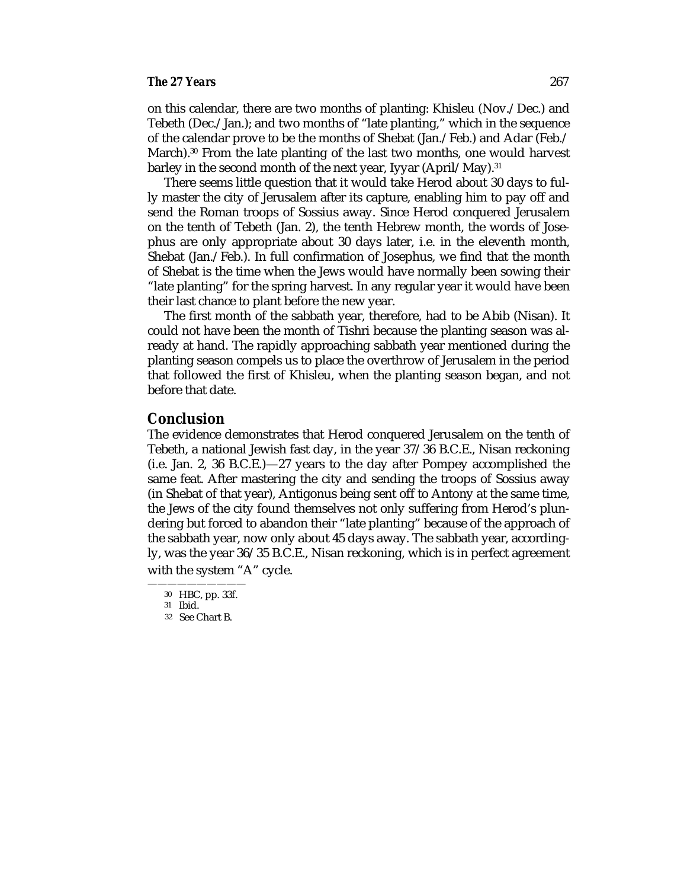on this calendar, there are two months of planting: Khisleu (Nov./Dec.) and Tebeth (Dec./Jan.); and two months of "late planting," which in the sequence of the calendar prove to be the months of Shebat (Jan./Feb.) and Adar (Feb./March).[30] From the late planting of the last two months, one would harvest barley in the second month of the next year, Iyyar (April/May).[31]

There seems little question that it would take Herod about 30 days to fully master the city of Jerusalem after its capture, enabling him to pay off and send the Roman troops of Sossius away. Since Herod conquered Jerusalem on the tenth of Tebeth (Jan. 2), the tenth Hebrew month, the words of Josephus are only appropriate about 30 days later, i.e. in the eleventh month, Shebat (Jan./Feb.). In full confirmation of Josephus, we find that the month of Shebat is the time when the Jews would have normally been sowing their "late planting" for the spring harvest. In any regular year it would have been their last chance to plant before the new year.

The first month of the sabbath year, therefore, had to be Abib (Nisan). It could not have been the month of Tishri because the planting season was already at hand. The rapidly approaching sabbath year mentioned during the planting season compels us to place the overthrow of Jerusalem in the period that followed the first of Khisleu, when the planting season began, and not before that date.

## Conclusion

The evidence demonstrates that Herod conquered Jerusalem on the tenth of Tebeth, a national Jewish fast day, in the year 37/36 B.C.E., Nisan reckoning (i.e. Jan. 2, 36 B.C.E.)—27 years to the day after Pompey accomplished the same feat. After mastering the city and sending the troops of Sossius away (in Shebat of that year), Antigonus being sent off to Antony at the same time, the Jews of the city found themselves not only suffering from Herod's plundering but forced to abandon their "late planting" because of the approach of the sabbath year, now only about 45 days away. The sabbath year, accordingly, was the year 36/35 B.C.E., Nisan reckoning, which is in perfect agreement with the system "A" cycle.

---

30 HBC, pp. 33f.

31 Ibid.

32 See Chart B.